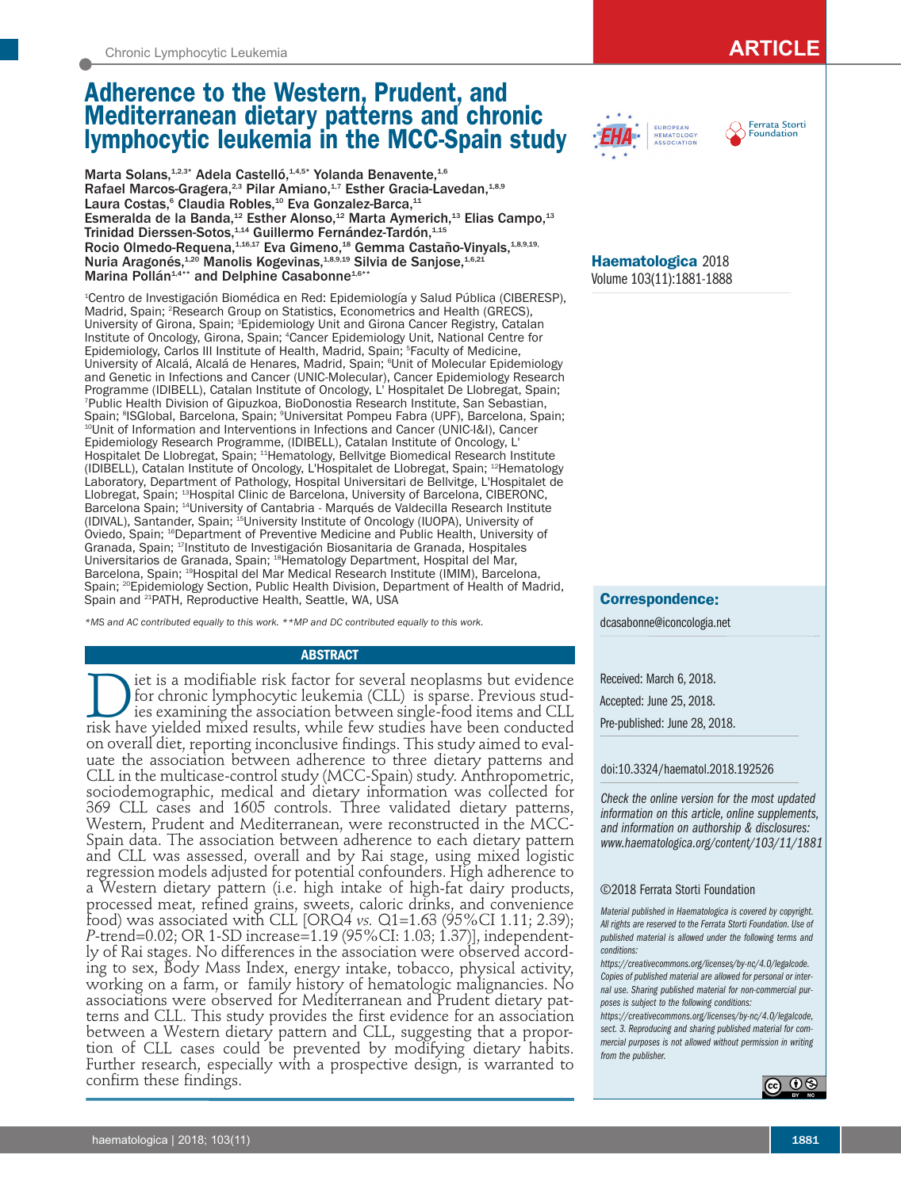# Adherence to the Western, Prudent, and Mediterranean dietary patterns and chronic lymphocytic leukemia in the MCC-Spain study

Marta Solans,[1,2,3*] Adela Castelló,[1,4,5*] Yolanda Benavente,[1,6] Rafael Marcos-Gragera,[2,3] Pilar Amiano,[1,7] Esther Gracia-Lavedan,[1,8,9] Laura Costas,[6] Claudia Robles,[10] Eva Gonzalez-Barca,[11] Esmeralda de la Banda,[12] Esther Alonso,[12] Marta Aymerich,[13] Elias Campo,[13] Trinidad Dierssen-Sotos,[1,14] Guillermo Fernández-Tardón,[1,15] Rocio Olmedo-Requena,[1,16,17] Eva Gimeno,[18] Gemma Castaño-Vinyals,[1,8,9,19] Nuria Aragonés,[1,20] Manolis Kogevinas,[1,8,9,19] Silvia de Sanjose,[1,6,21] Marina Pollán[1,4**] and Delphine Casabonne[1,6**]

[1]Centro de Investigación Biomédica en Red: Epidemiología y Salud Pública (CIBERESP), Madrid, Spain; [2]Research Group on Statistics, Econometrics and Health (GRECS), University of Girona, Spain; [3]Epidemiology Unit and Girona Cancer Registry, Catalan Institute of Oncology, Girona, Spain; [4]Cancer Epidemiology Unit, National Centre for Epidemiology, Carlos III Institute of Health, Madrid, Spain; [5]Faculty of Medicine, University of Alcalá, Alcalá de Henares, Madrid, Spain; [6]Unit of Molecular Epidemiology and Genetic in Infections and Cancer (UNIC-Molecular), Cancer Epidemiology Research Programme (IDIBELL), Catalan Institute of Oncology, L' Hospitalet De Llobregat, Spain; [7]Public Health Division of Gipuzkoa, BioDonostia Research Institute, San Sebastian, Spain; [8]ISGlobal, Barcelona, Spain; [9]Universitat Pompeu Fabra (UPF), Barcelona, Spain; [10]Unit of Information and Interventions in Infections and Cancer (UNIC-I&I), Cancer Epidemiology Research Programme, (IDIBELL), Catalan Institute of Oncology, L' Hospitalet De Llobregat, Spain; [11]Hematology, Bellvitge Biomedical Research Institute (IDIBELL), Catalan Institute of Oncology, L'Hospitalet de Llobregat, Spain; [12]Hematology Laboratory, Department of Pathology, Hospital Universitari de Bellvitge, L'Hospitalet de Llobregat, Spain; [13]Hospital Clinic de Barcelona, University of Barcelona, CIBERONC, Barcelona Spain; [14]University of Cantabria - Marqués de Valdecilla Research Institute (IDIVAL), Santander, Spain; [15]University Institute of Oncology (IUOPA), University of Oviedo, Spain; [16]Department of Preventive Medicine and Public Health, University of Granada, Spain; [17]Instituto de Investigación Biosanitaria de Granada, Hospitales Universitarios de Granada, Spain; [18]Hematology Department, Hospital del Mar, Barcelona, Spain; [19]Hospital del Mar Medical Research Institute (IMIM), Barcelona, Spain; [20]Epidemiology Section, Public Health Division, Department of Health of Madrid, Spain and [21]PATH, Reproductive Health, Seattle, WA, USA

*\*MS and AC contributed equally to this work. \*\*MP and DC contributed equally to this work.*

## ABSTRACT

Diet is a modifiable risk factor for several neoplasms but evidence for chronic lymphocytic leukemia (CLL) is sparse. Previous studies examining the association between single-food items and CLL risk have yielded mixed results, while few studies have been conducted on overall diet, reporting inconclusive findings. This study aimed to evaluate the association between adherence to three dietary patterns and CLL in the multicase-control study (MCC-Spain) study. Anthropometric, sociodemographic, medical and dietary information was collected for 369 CLL cases and 1605 controls. Three validated dietary patterns, Western, Prudent and Mediterranean, were reconstructed in the MCC-Spain data. The association between adherence to each dietary pattern and CLL was assessed, overall and by Rai stage, using mixed logistic regression models adjusted for potential confounders. High adherence to a Western dietary pattern (i.e. high intake of high-fat dairy products, processed meat, refined grains, sweets, caloric drinks, and convenience food) was associated with CLL [ORQ4 *vs.* Q1=1.63 (95%CI 1.11; 2.39); *P*-trend=0.02; OR 1-SD increase=1.19 (95%CI: 1.03; 1.37)], independently of Rai stages. No differences in the association were observed according to sex, Body Mass Index, energy intake, tobacco, physical activity, working on a farm, or family history of hematologic malignancies. No associations were observed for Mediterranean and Prudent dietary patterns and CLL. This study provides the first evidence for an association between a Western dietary pattern and CLL, suggesting that a proportion of CLL cases could be prevented by modifying dietary habits. Further research, especially with a prospective design, is warranted to confirm these findings.

**Correspondence:**

dcasabonne@iconcologia.net

Received: March 6, 2018.

Accepted: June 25, 2018.

Pre-published: June 28, 2018.

doi:10.3324/haematol.2018.192526

*Check the online version for the most updated information on this article, online supplements, and information on authorship & disclosures: www.haematologica.org/content/103/11/1881*

©2018 Ferrata Storti Foundation

*Material published in Haematologica is covered by copyright. All rights are reserved to the Ferrata Storti Foundation. Use of published material is allowed under the following terms and conditions: https://creativecommons.org/licenses/by-nc/4.0/legalcode. Copies of published material are allowed for personal or internal use. Sharing published material for non-commercial purposes is subject to the following conditions: https://creativecommons.org/licenses/by-nc/4.0/legalcode, sect. 3. Reproducing and sharing published material for commercial purposes is not allowed without permission in writing from the publisher.*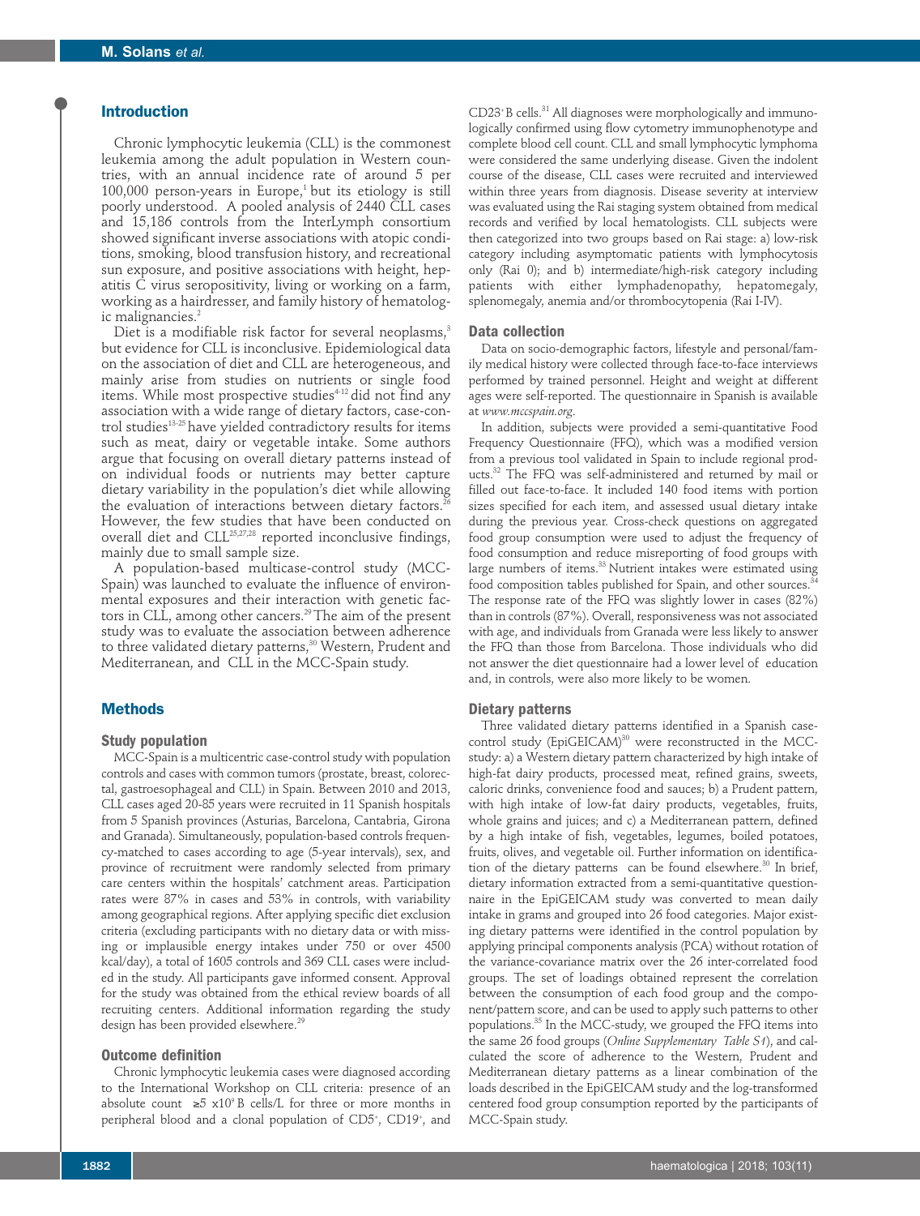## Introduction

Chronic lymphocytic leukemia (CLL) is the commonest leukemia among the adult population in Western countries, with an annual incidence rate of around 5 per 100,000 person-years in Europe,[1] but its etiology is still poorly understood. A pooled analysis of 2440 CLL cases and 15,186 controls from the InterLymph consortium showed significant inverse associations with atopic conditions, smoking, blood transfusion history, and recreational sun exposure, and positive associations with height, hepatitis C virus seropositivity, living or working on a farm, working as a hairdresser, and family history of hematologic malignancies.[2]

Diet is a modifiable risk factor for several neoplasms,[3] but evidence for CLL is inconclusive. Epidemiological data on the association of diet and CLL are heterogeneous, and mainly arise from studies on nutrients or single food items. While most prospective studies[4-12] did not find any association with a wide range of dietary factors, case-control studies[13-25] have yielded contradictory results for items such as meat, dairy or vegetable intake. Some authors argue that focusing on overall dietary patterns instead of on individual foods or nutrients may better capture dietary variability in the population's diet while allowing the evaluation of interactions between dietary factors.[26] However, the few studies that have been conducted on overall diet and CLL[25,27,28] reported inconclusive findings, mainly due to small sample size.

A population-based multicase-control study (MCC-Spain) was launched to evaluate the influence of environmental exposures and their interaction with genetic factors in CLL, among other cancers.[29] The aim of the present study was to evaluate the association between adherence to three validated dietary patterns,[30] Western, Prudent and Mediterranean, and CLL in the MCC-Spain study.

## Methods

### Study population

MCC-Spain is a multicentric case-control study with population controls and cases with common tumors (prostate, breast, colorectal, gastroesophageal and CLL) in Spain. Between 2010 and 2013, CLL cases aged 20-85 years were recruited in 11 Spanish hospitals from 5 Spanish provinces (Asturias, Barcelona, Cantabria, Girona and Granada). Simultaneously, population-based controls frequency-matched to cases according to age (5-year intervals), sex, and province of recruitment were randomly selected from primary care centers within the hospitals' catchment areas. Participation rates were 87% in cases and 53% in controls, with variability among geographical regions. After applying specific diet exclusion criteria (excluding participants with no dietary data or with missing or implausible energy intakes under 750 or over 4500 kcal/day), a total of 1605 controls and 369 CLL cases were included in the study. All participants gave informed consent. Approval for the study was obtained from the ethical review boards of all recruiting centers. Additional information regarding the study design has been provided elsewhere.[29]

### Outcome definition

Chronic lymphocytic leukemia cases were diagnosed according to the International Workshop on CLL criteria: presence of an absolute count ≥5 x$10^9$ B cells/L for three or more months in peripheral blood and a clonal population of $CD5^+$, $CD19^+$, and $CD23^+$ B cells.[31] All diagnoses were morphologically and immunologically confirmed using flow cytometry immunophenotype and complete blood cell count. CLL and small lymphocytic lymphoma were considered the same underlying disease. Given the indolent course of the disease, CLL cases were recruited and interviewed within three years from diagnosis. Disease severity at interview was evaluated using the Rai staging system obtained from medical records and verified by local hematologists. CLL subjects were then categorized into two groups based on Rai stage: a) low-risk category including asymptomatic patients with lymphocytosis only (Rai 0); and b) intermediate/high-risk category including patients with either lymphadenopathy, hepatomegaly, splenomegaly, anemia and/or thrombocytopenia (Rai I-IV).

### Data collection

Data on socio-demographic factors, lifestyle and personal/family medical history were collected through face-to-face interviews performed by trained personnel. Height and weight at different ages were self-reported. The questionnaire in Spanish is available at *www.mccspain.org*.

In addition, subjects were provided a semi-quantitative Food Frequency Questionnaire (FFQ), which was a modified version from a previous tool validated in Spain to include regional products.[32] The FFQ was self-administered and returned by mail or filled out face-to-face. It included 140 food items with portion sizes specified for each item, and assessed usual dietary intake during the previous year. Cross-check questions on aggregated food group consumption were used to adjust the frequency of food consumption and reduce misreporting of food groups with large numbers of items.[33] Nutrient intakes were estimated using food composition tables published for Spain, and other sources.[34] The response rate of the FFQ was slightly lower in cases (82%) than in controls (87%). Overall, responsiveness was not associated with age, and individuals from Granada were less likely to answer the FFQ than those from Barcelona. Those individuals who did not answer the diet questionnaire had a lower level of education and, in controls, were also more likely to be women.

### Dietary patterns

Three validated dietary patterns identified in a Spanish case-control study (EpiGEICAM)[30] were reconstructed in the MCC-study: a) a Western dietary pattern characterized by high intake of high-fat dairy products, processed meat, refined grains, sweets, caloric drinks, convenience food and sauces; b) a Prudent pattern, with high intake of low-fat dairy products, vegetables, fruits, whole grains and juices; and c) a Mediterranean pattern, defined by a high intake of fish, vegetables, legumes, boiled potatoes, fruits, olives, and vegetable oil. Further information on identification of the dietary patterns can be found elsewhere.[30] In brief, dietary information extracted from a semi-quantitative questionnaire in the EpiGEICAM study was converted to mean daily intake in grams and grouped into 26 food categories. Major existing dietary patterns were identified in the control population by applying principal components analysis (PCA) without rotation of the variance-covariance matrix over the 26 inter-correlated food groups. The set of loadings obtained represent the correlation between the consumption of each food group and the component/pattern score, and can be used to apply such patterns to other populations.[35] In the MCC-study, we grouped the FFQ items into the same 26 food groups (*Online Supplementary Table S1*), and calculated the score of adherence to the Western, Prudent and Mediterranean dietary patterns as a linear combination of the loads described in the EpiGEICAM study and the log-transformed centered food group consumption reported by the participants of MCC-Spain study.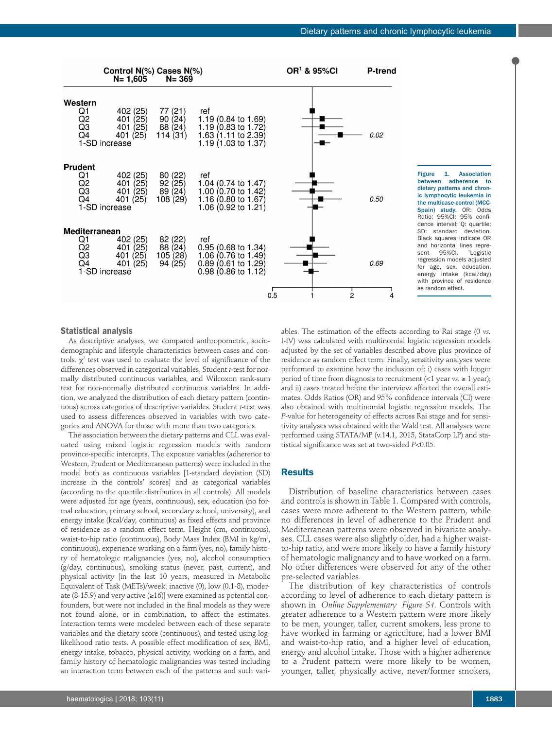| | Control N(%) N= 1,605 | Cases N(%) N= 369 | OR[1] & 95%CI | P-trend |
|---|---|---|---|---|
| **Western** | | | | |
| Q1 | 402 (25) | 77 (21) | ref | |
| Q2 | 401 (25) | 90 (24) | 1.19 (0.84 to 1.69) | |
| Q3 | 401 (25) | 88 (24) | 1.19 (0.83 to 1.72) | |
| Q4 | 401 (25) | 114 (31) | 1.63 (1.11 to 2.39) | 0.02 |
| 1-SD increase | | | 1.19 (1.03 to 1.37) | |
| **Prudent** | | | | |
| Q1 | 402 (25) | 80 (22) | ref | |
| Q2 | 401 (25) | 92 (25) | 1.04 (0.74 to 1.47) | |
| Q3 | 401 (25) | 89 (24) | 1.00 (0.70 to 1.42) | |
| Q4 | 401 (25) | 108 (29) | 1.16 (0.80 to 1.67) | 0.50 |
| 1-SD increase | | | 1.06 (0.92 to 1.21) | |
| **Mediterranean** | | | | |
| Q1 | 402 (25) | 82 (22) | ref | |
| Q2 | 401 (25) | 88 (24) | 0.95 (0.68 to 1.34) | |
| Q3 | 401 (25) | 105 (28) | 1.06 (0.76 to 1.49) | |
| Q4 | 401 (25) | 94 (25) | 0.89 (0.61 to 1.29) | 0.69 |
| 1-SD increase | | | 0.98 (0.86 to 1.12) | |

**Figure 1. Association between adherence to dietary patterns and chronic lymphocytic leukemia in the multicase-control (MCC-Spain) study.** OR: Odds Ratio; 95%CI: 95% confidence interval; Q: quartile; SD: standard deviation. Black squares indicate OR and horizontal lines represent 95%CI. [1]Logistic regression models adjusted for age, sex, education, energy intake (kcal/day) with province of residence as random effect.

### Statistical analysis

As descriptive analyses, we compared anthropometric, sociodemographic and lifestyle characteristics between cases and controls. $\chi^2$ test was used to evaluate the level of significance of the differences observed in categorical variables, Student *t*-test for normally distributed continuous variables, and Wilcoxon rank-sum test for non-normally distributed continuous variables. In addition, we analyzed the distribution of each dietary pattern (continuous) across categories of descriptive variables. Student *t*-test was used to assess differences observed in variables with two categories and ANOVA for those with more than two categories.

The association between the dietary patterns and CLL was evaluated using mixed logistic regression models with random province-specific intercepts. The exposure variables (adherence to Western, Prudent or Mediterranean patterns) were included in the model both as continuous variables [1-standard deviation (SD) increase in the controls' scores] and as categorical variables (according to the quartile distribution in all controls). All models were adjusted for age (years, continuous), sex, education (no formal education, primary school, secondary school, university), and energy intake (kcal/day, continuous) as fixed effects and province of residence as a random effect term. Height (cm, continuous), waist-to-hip ratio (continuous), Body Mass Index (BMI in kg/m$^2$, continuous), experience working on a farm (yes, no), family history of hematologic malignancies (yes, no), alcohol consumption (g/day, continuous), smoking status (never, past, current), and physical activity [in the last 10 years, measured in Metabolic Equivalent of Task (METs)/week: inactive (0), low (0.1-8), moderate (8-15.9) and very active (≥16)] were examined as potential confounders, but were not included in the final models as they were not found alone, or in combination, to affect the estimates. Interaction terms were modeled between each of these separate variables and the dietary score (continuous), and tested using log-likelihood ratio tests. A possible effect modification of sex, BMI, energy intake, tobacco, physical activity, working on a farm, and family history of hematologic malignancies was tested including an interaction term between each of the patterns and such variables. The estimation of the effects according to Rai stage (0 *vs.* I-IV) was calculated with multinomial logistic regression models adjusted by the set of variables described above plus province of residence as random effect term. Finally, sensitivity analyses were performed to examine how the inclusion of: i) cases with longer period of time from diagnosis to recruitment (<1 year *vs.* ≥ 1 year); and ii) cases treated before the interview affected the overall estimates. Odds Ratios (OR) and 95% confidence intervals (CI) were also obtained with multinomial logistic regression models. The *P*-value for heterogeneity of effects across Rai stage and for sensitivity analyses was obtained with the Wald test. All analyses were performed using STATA/MP (v.14.1, 2015, StataCorp LP) and statistical significance was set at two-sided $P<0.05$.

## Results

Distribution of baseline characteristics between cases and controls is shown in Table 1. Compared with controls, cases were more adherent to the Western pattern, while no differences in level of adherence to the Prudent and Mediterranean patterns were observed in bivariate analyses. CLL cases were also slightly older, had a higher waist-to-hip ratio, and were more likely to have a family history of hematologic malignancy and to have worked on a farm. No other differences were observed for any of the other pre-selected variables.

The distribution of key characteristics of controls according to level of adherence to each dietary pattern is shown in *Online Supplementary Figure S1*. Controls with greater adherence to a Western pattern were more likely to be men, younger, taller, current smokers, less prone to have worked in farming or agriculture, had a lower BMI and waist-to-hip ratio, and a higher level of education, energy and alcohol intake. Those with a higher adherence to a Prudent pattern were more likely to be women, younger, taller, physically active, never/former smokers,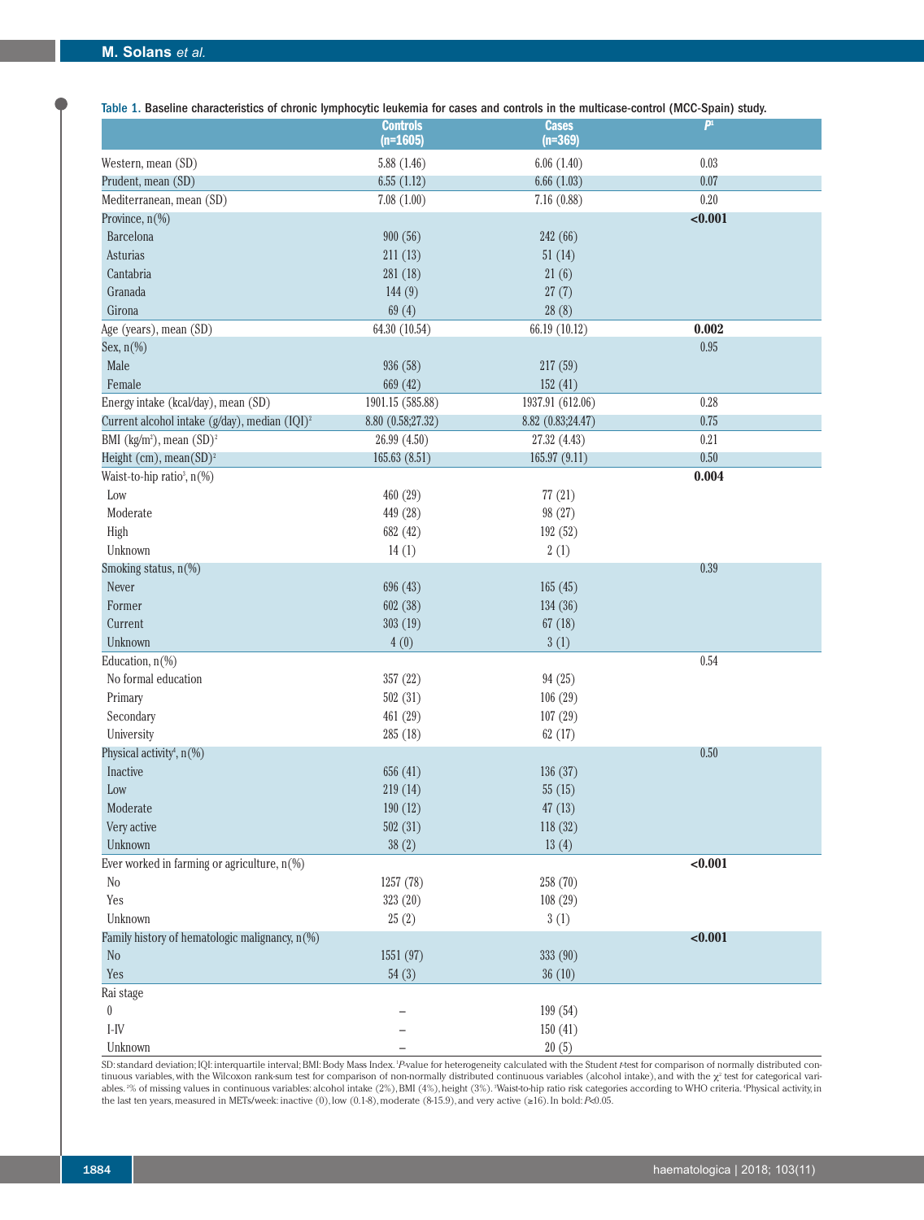Table 1. Baseline characteristics of chronic lymphocytic leukemia for cases and controls in the multicase-control (MCC-Spain) study.

| | Controls (n=1605) | Cases (n=369) | $P$[1] |
|---|---|---|---|
| Western, mean (SD) | 5.88 (1.46) | 6.06 (1.40) | 0.03 |
| Prudent, mean (SD) | 6.55 (1.12) | 6.66 (1.03) | 0.07 |
| Mediterranean, mean (SD) | 7.08 (1.00) | 7.16 (0.88) | 0.20 |
| Province, n(%) | | | **<0.001** |
| Barcelona | 900 (56) | 242 (66) | |
| Asturias | 211 (13) | 51 (14) | |
| Cantabria | 281 (18) | 21 (6) | |
| Granada | 144 (9) | 27 (7) | |
| Girona | 69 (4) | 28 (8) | |
| Age (years), mean (SD) | 64.30 (10.54) | 66.19 (10.12) | **0.002** |
| Sex, n(%) | | | 0.95 |
| Male | 936 (58) | 217 (59) | |
| Female | 669 (42) | 152 (41) | |
| Energy intake (kcal/day), mean (SD) | 1901.15 (585.88) | 1937.91 (612.06) | 0.28 |
| Current alcohol intake (g/day), median (IQI)[2] | 8.80 (0.58;27.32) | 8.82 (0.83;24.47) | 0.75 |
| BMI (kg/m$^2$), mean (SD)[2] | 26.99 (4.50) | 27.32 (4.43) | 0.21 |
| Height (cm), mean(SD)[2] | 165.63 (8.51) | 165.97 (9.11) | 0.50 |
| Waist-to-hip ratio[3], n(%) | | | **0.004** |
| Low | 460 (29) | 77 (21) | |
| Moderate | 449 (28) | 98 (27) | |
| High | 682 (42) | 192 (52) | |
| Unknown | 14 (1) | 2 (1) | |
| Smoking status, n(%) | | | 0.39 |
| Never | 696 (43) | 165 (45) | |
| Former | 602 (38) | 134 (36) | |
| Current | 303 (19) | 67 (18) | |
| Unknown | 4 (0) | 3 (1) | |
| Education, n(%) | | | 0.54 |
| No formal education | 357 (22) | 94 (25) | |
| Primary | 502 (31) | 106 (29) | |
| Secondary | 461 (29) | 107 (29) | |
| University | 285 (18) | 62 (17) | |
| Physical activity[4], n(%) | | | 0.50 |
| Inactive | 656 (41) | 136 (37) | |
| Low | 219 (14) | 55 (15) | |
| Moderate | 190 (12) | 47 (13) | |
| Very active | 502 (31) | 118 (32) | |
| Unknown | 38 (2) | 13 (4) | |
| Ever worked in farming or agriculture, n(%) | | | **<0.001** |
| No | 1257 (78) | 258 (70) | |
| Yes | 323 (20) | 108 (29) | |
| Unknown | 25 (2) | 3 (1) | |
| Family history of hematologic malignancy, n(%) | | | **<0.001** |
| No | 1551 (97) | 333 (90) | |
| Yes | 54 (3) | 36 (10) | |
| Rai stage | | | |
| 0 | – | 199 (54) | |
| I-IV | – | 150 (41) | |
| Unknown | – | 20 (5) | |

SD: standard deviation; IQI: interquartile interval; BMI: Body Mass Index. [1]*P*-value for heterogeneity calculated with the Student *t*-test for comparison of normally distributed continuous variables, with the Wilcoxon rank-sum test for comparison of non-normally distributed continuous variables (alcohol intake), and with the $\chi^2$ test for categorical variables. [2]% of missing values in continuous variables: alcohol intake (2%), BMI (4%), height (3%). [3]Waist-to-hip ratio risk categories according to WHO criteria. [4]Physical activity, in the last ten years, measured in METs/week: inactive (0), low (0.1-8), moderate (8-15.9), and very active (≥16). In bold: $P$<0.05.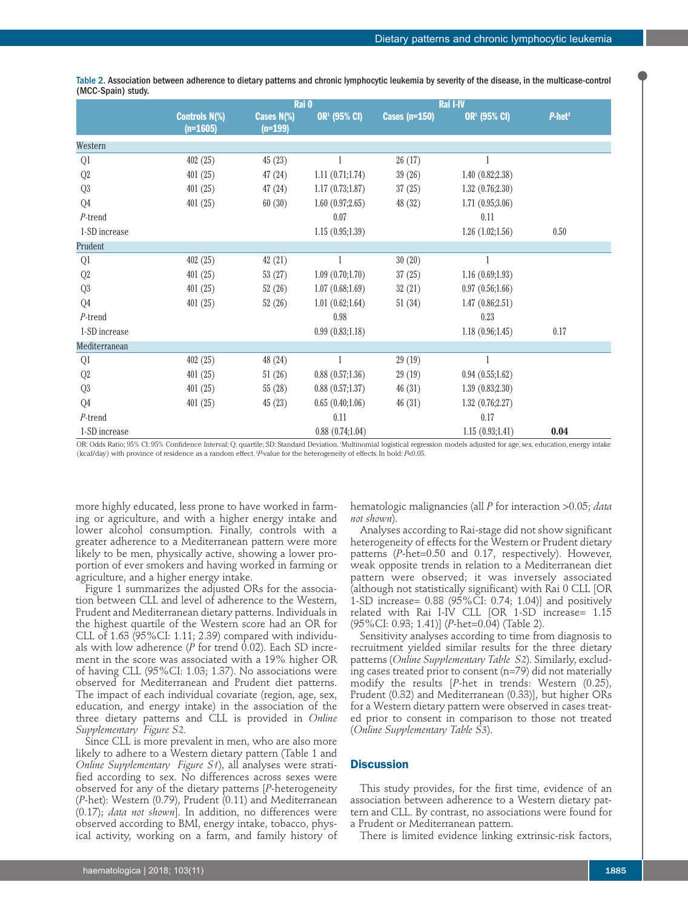**Table 2.** Association between adherence to dietary patterns and chronic lymphocytic leukemia by severity of the disease, in the multicase-control (MCC-Spain) study.

| | | Rai 0 | | Rai I-IV | | |
|---|---|---|---|---|---|---|
| | Controls N(%) (n=1605) | Cases N(%) (n=199) | OR[1] (95% CI) | Cases (n=150) | OR[1] (95% CI) | *P*-het[2] |
| **Western** | | | | | | |
| Q1 | 402 (25) | 45 (23) | 1 | 26 (17) | 1 | |
| Q2 | 401 (25) | 47 (24) | 1.11 (0.71;1.74) | 39 (26) | 1.40 (0.82;2.38) | |
| Q3 | 401 (25) | 47 (24) | 1.17 (0.73;1.87) | 37 (25) | 1.32 (0.76;2.30) | |
| Q4 | 401 (25) | 60 (30) | 1.60 (0.97;2.65) | 48 (32) | 1.71 (0.95;3.06) | |
| *P*-trend | | | 0.07 | | 0.11 | |
| 1-SD increase | | | 1.15 (0.95;1.39) | | 1.26 (1.02;1.56) | 0.50 |
| **Prudent** | | | | | | |
| Q1 | 402 (25) | 42 (21) | 1 | 30 (20) | 1 | |
| Q2 | 401 (25) | 53 (27) | 1.09 (0.70;1.70) | 37 (25) | 1.16 (0.69;1.93) | |
| Q3 | 401 (25) | 52 (26) | 1.07 (0.68;1.69) | 32 (21) | 0.97 (0.56;1.66) | |
| Q4 | 401 (25) | 52 (26) | 1.01 (0.62;1.64) | 51 (34) | 1.47 (0.86;2.51) | |
| *P*-trend | | | 0.98 | | 0.23 | |
| 1-SD increase | | | 0.99 (0.83;1.18) | | 1.18 (0.96;1.45) | 0.17 |
| **Mediterranean** | | | | | | |
| Q1 | 402 (25) | 48 (24) | 1 | 29 (19) | 1 | |
| Q2 | 401 (25) | 51 (26) | 0.88 (0.57;1.36) | 29 (19) | 0.94 (0.55;1.62) | |
| Q3 | 401 (25) | 55 (28) | 0.88 (0.57;1.37) | 46 (31) | 1.39 (0.83;2.30) | |
| Q4 | 401 (25) | 45 (23) | 0.65 (0.40;1.06) | 46 (31) | 1.32 (0.76;2.27) | |
| *P*-trend | | | 0.11 | | 0.17 | |
| 1-SD increase | | | 0.88 (0.74;1.04) | | 1.15 (0.93;1.41) | **0.04** |

OR: Odds Ratio; 95% CI: 95% Confidence Interval; Q: quartile; SD: Standard Deviation. [1]Multinomial logistical regression models adjusted for age, sex, education, energy intake (kcal/day) with province of residence as a random effect. [2]*P*-value for the heterogeneity of effects. In bold: *P*<0.05.

more highly educated, less prone to have worked in farming or agriculture, and with a higher energy intake and lower alcohol consumption. Finally, controls with a greater adherence to a Mediterranean pattern were more likely to be men, physically active, showing a lower proportion of ever smokers and having worked in farming or agriculture, and a higher energy intake.

Figure 1 summarizes the adjusted ORs for the association between CLL and level of adherence to the Western, Prudent and Mediterranean dietary patterns. Individuals in the highest quartile of the Western score had an OR for CLL of 1.63 (95%CI: 1.11; 2.39) compared with individuals with low adherence (*P* for trend 0.02). Each SD increment in the score was associated with a 19% higher OR of having CLL (95%CI: 1.03; 1.37). No associations were observed for Mediterranean and Prudent diet patterns. The impact of each individual covariate (region, age, sex, education, and energy intake) in the association of the three dietary patterns and CLL is provided in *Online Supplementary Figure S2*.

Since CLL is more prevalent in men, who are also more likely to adhere to a Western dietary pattern (Table 1 and *Online Supplementary Figure S1*), all analyses were stratified according to sex. No differences across sexes were observed for any of the dietary patterns [*P*-heterogeneity (*P*-het): Western (0.79), Prudent (0.11) and Mediterranean (0.17); *data not shown*]. In addition, no differences were observed according to BMI, energy intake, tobacco, physical activity, working on a farm, and family history of hematologic malignancies (all *P* for interaction >0.05; *data not shown*).

Analyses according to Rai-stage did not show significant heterogeneity of effects for the Western or Prudent dietary patterns (*P*-het=0.50 and 0.17, respectively). However, weak opposite trends in relation to a Mediterranean diet pattern were observed; it was inversely associated (although not statistically significant) with Rai 0 CLL [OR 1-SD increase= 0.88 (95%CI: 0.74; 1.04)] and positively related with Rai I-IV CLL [OR 1-SD increase= 1.15 (95%CI: 0.93; 1.41)] (*P*-het=0.04) (Table 2).

Sensitivity analyses according to time from diagnosis to recruitment yielded similar results for the three dietary patterns (*Online Supplementary Table S2*). Similarly, excluding cases treated prior to consent (n=79) did not materially modify the results [*P*-het in trends: Western (0.25), Prudent (0.32) and Mediterranean (0.33)], but higher ORs for a Western dietary pattern were observed in cases treated prior to consent in comparison to those not treated (*Online Supplementary Table S3*).

## Discussion

This study provides, for the first time, evidence of an association between adherence to a Western dietary pattern and CLL. By contrast, no associations were found for a Prudent or Mediterranean pattern.

There is limited evidence linking extrinsic-risk factors,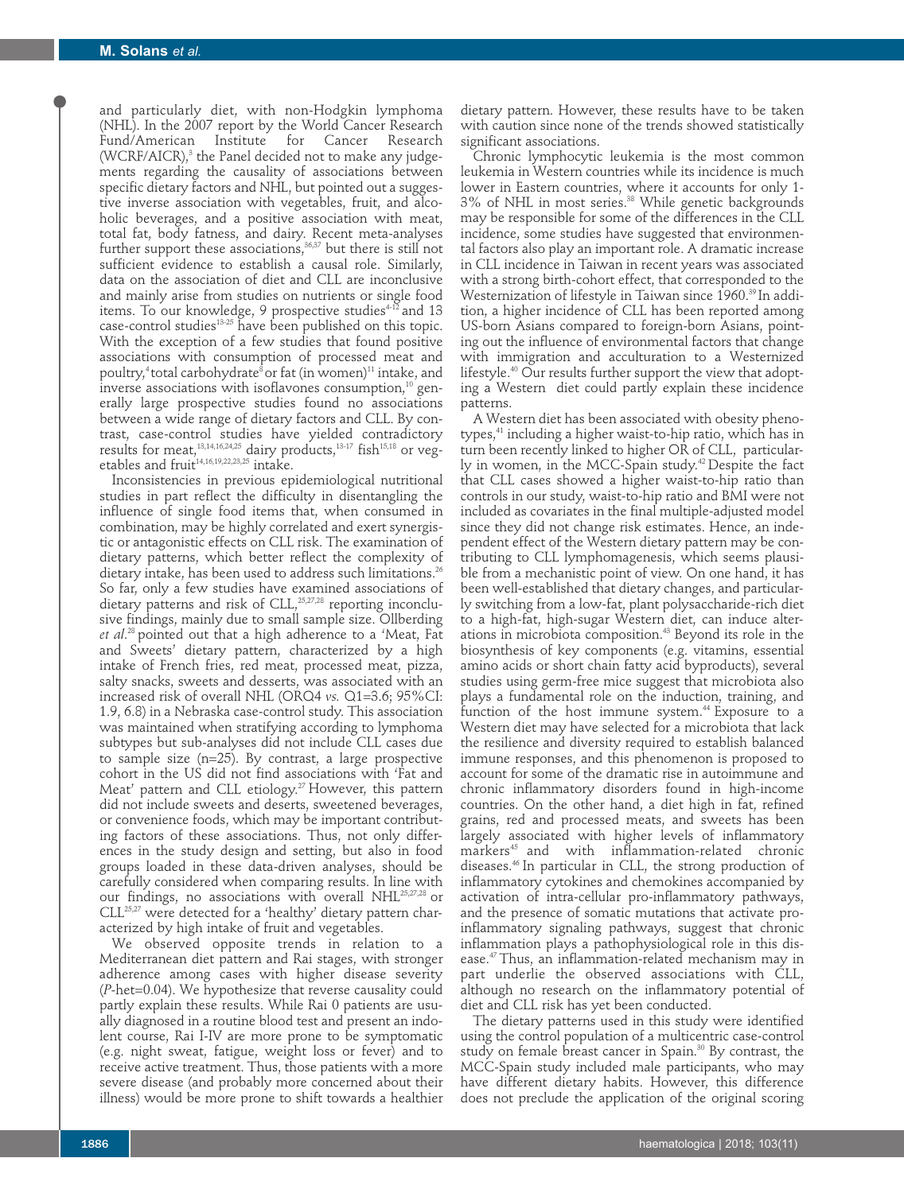and particularly diet, with non-Hodgkin lymphoma (NHL). In the 2007 report by the World Cancer Research Fund/American Institute for Cancer Research (WCRF/AICR),[3] the Panel decided not to make any judgements regarding the causality of associations between specific dietary factors and NHL, but pointed out a suggestive inverse association with vegetables, fruit, and alcoholic beverages, and a positive association with meat, total fat, body fatness, and dairy. Recent meta-analyses further support these associations,[36,37] but there is still not sufficient evidence to establish a causal role. Similarly, data on the association of diet and CLL are inconclusive and mainly arise from studies on nutrients or single food items. To our knowledge, 9 prospective studies[4-12] and 13 case-control studies[13-25] have been published on this topic. With the exception of a few studies that found positive associations with consumption of processed meat and poultry,[4] total carbohydrate[8] or fat (in women)[11] intake, and inverse associations with isoflavones consumption,[10] generally large prospective studies found no associations between a wide range of dietary factors and CLL. By contrast, case-control studies have yielded contradictory results for meat,[13,14,16,24,25] dairy products,[13-17] fish[15,18] or vegetables and fruit[14,16,19,22,23,25] intake.

Inconsistencies in previous epidemiological nutritional studies in part reflect the difficulty in disentangling the influence of single food items that, when consumed in combination, may be highly correlated and exert synergistic or antagonistic effects on CLL risk. The examination of dietary patterns, which better reflect the complexity of dietary intake, has been used to address such limitations.[26] So far, only a few studies have examined associations of dietary patterns and risk of CLL,[25,27,28] reporting inconclusive findings, mainly due to small sample size. Ollberding *et al*.[28] pointed out that a high adherence to a 'Meat, Fat and Sweets' dietary pattern, characterized by a high intake of French fries, red meat, processed meat, pizza, salty snacks, sweets and desserts, was associated with an increased risk of overall NHL (ORQ4 *vs.* Q1=3.6; 95%CI: 1.9, 6.8) in a Nebraska case-control study. This association was maintained when stratifying according to lymphoma subtypes but sub-analyses did not include CLL cases due to sample size (n=25). By contrast, a large prospective cohort in the US did not find associations with 'Fat and Meat' pattern and CLL etiology.[27] However, this pattern did not include sweets and deserts, sweetened beverages, or convenience foods, which may be important contributing factors of these associations. Thus, not only differences in the study design and setting, but also in food groups loaded in these data-driven analyses, should be carefully considered when comparing results. In line with our findings, no associations with overall NHL[25,27,28] or CLL[25,27] were detected for a 'healthy' dietary pattern characterized by high intake of fruit and vegetables.

We observed opposite trends in relation to a Mediterranean diet pattern and Rai stages, with stronger adherence among cases with higher disease severity (*P*-het=0.04). We hypothesize that reverse causality could partly explain these results. While Rai 0 patients are usually diagnosed in a routine blood test and present an indolent course, Rai I-IV are more prone to be symptomatic (e.g. night sweat, fatigue, weight loss or fever) and to receive active treatment. Thus, those patients with a more severe disease (and probably more concerned about their illness) would be more prone to shift towards a healthier dietary pattern. However, these results have to be taken with caution since none of the trends showed statistically significant associations.

Chronic lymphocytic leukemia is the most common leukemia in Western countries while its incidence is much lower in Eastern countries, where it accounts for only 1-3% of NHL in most series.[38] While genetic backgrounds may be responsible for some of the differences in the CLL incidence, some studies have suggested that environmental factors also play an important role. A dramatic increase in CLL incidence in Taiwan in recent years was associated with a strong birth-cohort effect, that corresponded to the Westernization of lifestyle in Taiwan since 1960.[39] In addition, a higher incidence of CLL has been reported among US-born Asians compared to foreign-born Asians, pointing out the influence of environmental factors that change with immigration and acculturation to a Westernized lifestyle.[40] Our results further support the view that adopting a Western diet could partly explain these incidence patterns.

A Western diet has been associated with obesity phenotypes,[41] including a higher waist-to-hip ratio, which has in turn been recently linked to higher OR of CLL, particularly in women, in the MCC-Spain study.[42] Despite the fact that CLL cases showed a higher waist-to-hip ratio than controls in our study, waist-to-hip ratio and BMI were not included as covariates in the final multiple-adjusted model since they did not change risk estimates. Hence, an independent effect of the Western dietary pattern may be contributing to CLL lymphomagenesis, which seems plausible from a mechanistic point of view. On one hand, it has been well-established that dietary changes, and particularly switching from a low-fat, plant polysaccharide-rich diet to a high-fat, high-sugar Western diet, can induce alterations in microbiota composition.[43] Beyond its role in the biosynthesis of key components (e.g. vitamins, essential amino acids or short chain fatty acid byproducts), several studies using germ-free mice suggest that microbiota also plays a fundamental role on the induction, training, and function of the host immune system.[44] Exposure to a Western diet may have selected for a microbiota that lack the resilience and diversity required to establish balanced immune responses, and this phenomenon is proposed to account for some of the dramatic rise in autoimmune and chronic inflammatory disorders found in high-income countries. On the other hand, a diet high in fat, refined grains, red and processed meats, and sweets has been largely associated with higher levels of inflammatory markers[45] and with inflammation-related chronic diseases.[46] In particular in CLL, the strong production of inflammatory cytokines and chemokines accompanied by activation of intra-cellular pro-inflammatory pathways, and the presence of somatic mutations that activate pro-inflammatory signaling pathways, suggest that chronic inflammation plays a pathophysiological role in this disease.[47] Thus, an inflammation-related mechanism may in part underlie the observed associations with CLL, although no research on the inflammatory potential of diet and CLL risk has yet been conducted.

The dietary patterns used in this study were identified using the control population of a multicentric case-control study on female breast cancer in Spain.[30] By contrast, the MCC-Spain study included male participants, who may have different dietary habits. However, this difference does not preclude the application of the original scoring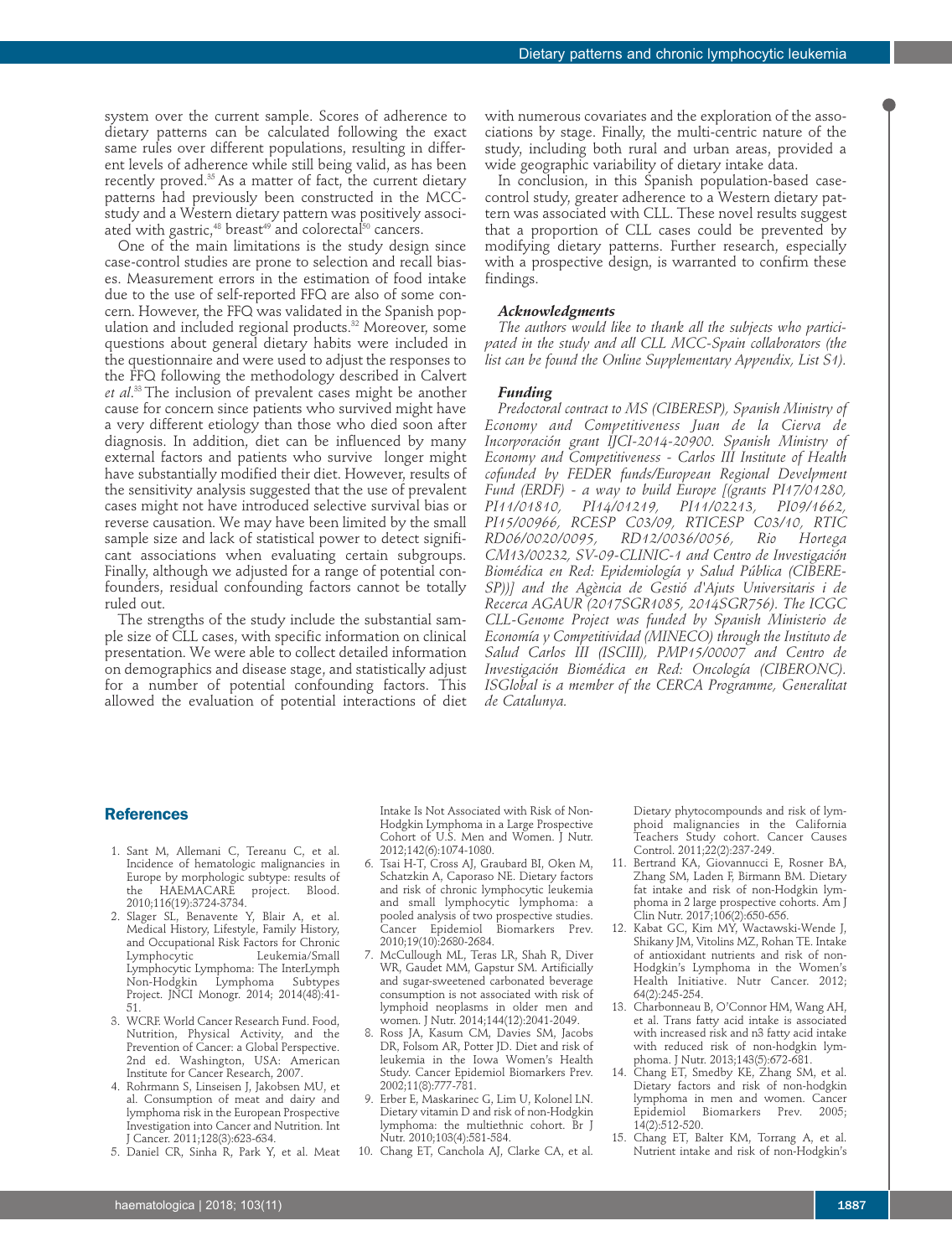system over the current sample. Scores of adherence to dietary patterns can be calculated following the exact same rules over different populations, resulting in different levels of adherence while still being valid, as has been recently proved.[35] As a matter of fact, the current dietary patterns had previously been constructed in the MCC-study and a Western dietary pattern was positively associated with gastric,[48] breast[49] and colorectal[50] cancers.

One of the main limitations is the study design since case-control studies are prone to selection and recall biases. Measurement errors in the estimation of food intake due to the use of self-reported FFQ are also of some concern. However, the FFQ was validated in the Spanish population and included regional products.[32] Moreover, some questions about general dietary habits were included in the questionnaire and were used to adjust the responses to the FFQ following the methodology described in Calvert *et al*.[33] The inclusion of prevalent cases might be another cause for concern since patients who survived might have a very different etiology than those who died soon after diagnosis. In addition, diet can be influenced by many external factors and patients who survive longer might have substantially modified their diet. However, results of the sensitivity analysis suggested that the use of prevalent cases might not have introduced selective survival bias or reverse causation. We may have been limited by the small sample size and lack of statistical power to detect significant associations when evaluating certain subgroups. Finally, although we adjusted for a range of potential confounders, residual confounding factors cannot be totally ruled out.

The strengths of the study include the substantial sample size of CLL cases, with specific information on clinical presentation. We were able to collect detailed information on demographics and disease stage, and statistically adjust for a number of potential confounding factors. This allowed the evaluation of potential interactions of diet with numerous covariates and the exploration of the associations by stage. Finally, the multi-centric nature of the study, including both rural and urban areas, provided a wide geographic variability of dietary intake data.

In conclusion, in this Spanish population-based case-control study, greater adherence to a Western dietary pattern was associated with CLL. These novel results suggest that a proportion of CLL cases could be prevented by modifying dietary patterns. Further research, especially with a prospective design, is warranted to confirm these findings.

### Acknowledgments

*The authors would like to thank all the subjects who participated in the study and all CLL MCC-Spain collaborators (the list can be found the Online Supplementary Appendix, List S1).*

### Funding

*Predoctoral contract to MS (CIBERESP), Spanish Ministry of Economy and Competitiveness Juan de la Cierva de Incorporación grant IJCI-2014-20900. Spanish Ministry of Economy and Competitiveness - Carlos III Institute of Health cofunded by FEDER funds/European Regional Develpment Fund (ERDF) - a way to build Europe [(grants PI17/01280, PI11/01810, PI14/01219, PI11/02213, PI09/1662, PI15/00966, RCESP C03/09, RTICESP C03/10, RTIC RD06/0020/0095, RD12/0036/0056, Rio Hortega CM13/00232, SV-09-CLINIC-1 and Centro de Investigación Biomédica en Red: Epidemiología y Salud Pública (CIBERESP))] and the Agència de Gestió d'Ajuts Universitaris i de Recerca AGAUR (2017SGR1085, 2014SGR756). The ICGC CLL-Genome Project was funded by Spanish Ministerio de Economía y Competitividad (MINECO) through the Instituto de Salud Carlos III (ISCIII), PMP15/00007 and Centro de Investigación Biomédica en Red: Oncología (CIBERONC). ISGlobal is a member of the CERCA Programme, Generalitat de Catalunya.*

## References

1. Sant M, Allemani C, Tereanu C, et al. Incidence of hematologic malignancies in Europe by morphologic subtype: results of the HAEMACARE project. Blood. 2010;116(19):3724-3734.
2. Slager SL, Benavente Y, Blair A, et al. Medical History, Lifestyle, Family History, and Occupational Risk Factors for Chronic Lymphocytic Leukemia/Small Lymphocytic Lymphoma: The InterLymph Non-Hodgkin Lymphoma Subtypes Project. JNCI Monogr. 2014; 2014(48):41-51.
3. WCRF. World Cancer Research Fund. Food, Nutrition, Physical Activity, and the Prevention of Cancer: a Global Perspective. 2nd ed. Washington, USA: American Institute for Cancer Research, 2007.
4. Rohrmann S, Linseisen J, Jakobsen MU, et al. Consumption of meat and dairy and lymphoma risk in the European Prospective Investigation into Cancer and Nutrition. Int J Cancer. 2011;128(3):623-634.
5. Daniel CR, Sinha R, Park Y, et al. Meat Intake Is Not Associated with Risk of Non-Hodgkin Lymphoma in a Large Prospective Cohort of U.S. Men and Women. J Nutr. 2012;142(6):1074-1080.
6. Tsai H-T, Cross AJ, Graubard BI, Oken M, Schatzkin A, Caporaso NE. Dietary factors and risk of chronic lymphocytic leukemia and small lymphocytic lymphoma: a pooled analysis of two prospective studies. Cancer Epidemiol Biomarkers Prev. 2010;19(10):2680-2684.
7. McCullough ML, Teras LR, Shah R, Diver WR, Gaudet MM, Gapstur SM. Artificially and sugar-sweetened carbonated beverage consumption is not associated with risk of lymphoid neoplasms in older men and women. J Nutr. 2014;144(12):2041-2049.
8. Ross JA, Kasum CM, Davies SM, Jacobs DR, Folsom AR, Potter JD. Diet and risk of leukemia in the Iowa Women's Health Study. Cancer Epidemiol Biomarkers Prev. 2002;11(8):777-781.
9. Erber E, Maskarinec G, Lim U, Kolonel LN. Dietary vitamin D and risk of non-Hodgkin lymphoma: the multiethnic cohort. Br J Nutr. 2010;103(4):581-584.
10. Chang ET, Canchola AJ, Clarke CA, et al. Dietary phytocompounds and risk of lymphoid malignancies in the California Teachers Study cohort. Cancer Causes Control. 2011;22(2):237-249.
11. Bertrand KA, Giovannucci E, Rosner BA, Zhang SM, Laden F, Birmann BM. Dietary fat intake and risk of non-Hodgkin lymphoma in 2 large prospective cohorts. Am J Clin Nutr. 2017;106(2):650-656.
12. Kabat GC, Kim MY, Wactawski-Wende J, Shikany JM, Vitolins MZ, Rohan TE. Intake of antioxidant nutrients and risk of non-Hodgkin's Lymphoma in the Women's Health Initiative. Nutr Cancer. 2012; 64(2):245-254.
13. Charbonneau B, O'Connor HM, Wang AH, et al. Trans fatty acid intake is associated with increased risk and n3 fatty acid intake with reduced risk of non-hodgkin lymphoma. J Nutr. 2013;143(5):672-681.
14. Chang ET, Smedby KE, Zhang SM, et al. Dietary factors and risk of non-hodgkin lymphoma in men and women. Cancer Epidemiol Biomarkers Prev. 2005; 14(2):512-520.
15. Chang ET, Balter KM, Torrang A, et al. Nutrient intake and risk of non-Hodgkin's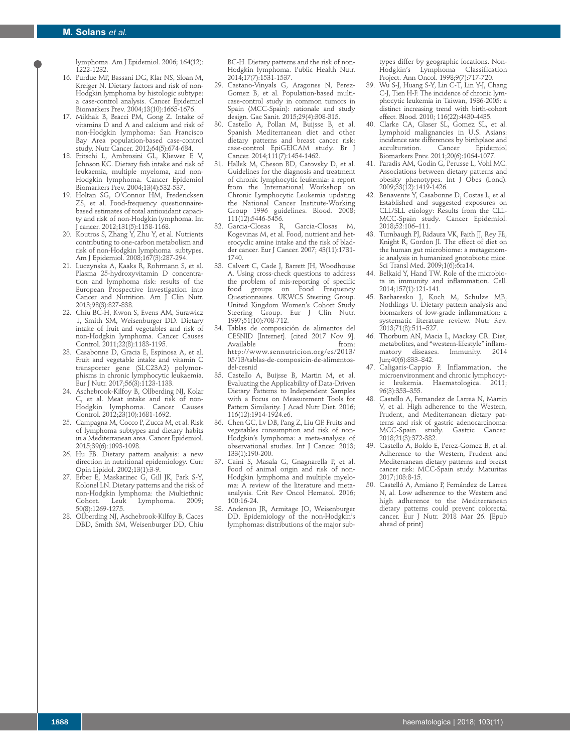lymphoma. Am J Epidemiol. 2006; 164(12): 1222-1232.

16. Purdue MP, Bassani DG, Klar NS, Sloan M, Kreiger N. Dietary factors and risk of non-Hodgkin lymphoma by histologic subtype: a case-control analysis. Cancer Epidemiol Biomarkers Prev. 2004;13(10):1665-1676.
17. Mikhak B, Bracci PM, Gong Z. Intake of vitamins D and A and calcium and risk of non-Hodgkin lymphoma: San Francisco Bay Area population-based case-control study. Nutr Cancer. 2012;64(5):674-684.
18. Fritschi L, Ambrosini GL, Kliewer E V, Johnson KC. Dietary fish intake and risk of leukaemia, multiple myeloma, and non-Hodgkin lymphoma. Cancer Epidemiol Biomarkers Prev. 2004;13(4):532-537.
19. Holtan SG, O'Connor HM, Fredericksen ZS, et al. Food-frequency questionnaire-based estimates of total antioxidant capacity and risk of non-Hodgkin lymphoma. Int J cancer. 2012;131(5):1158-1168.
20. Koutros S, Zhang Y, Zhu Y, et al. Nutrients contributing to one-carbon metabolism and risk of non-Hodgkin lymphoma subtypes. Am J Epidemiol. 2008;167(3):287-294.
21. Luczynska A, Kaaks R, Rohrmann S, et al. Plasma 25-hydroxyvitamin D concentration and lymphoma risk: results of the European Prospective Investigation into Cancer and Nutrition. Am J Clin Nutr. 2013;98(3):827-838.
22. Chiu BC-H, Kwon S, Evens AM, Surawicz T, Smith SM, Weisenburger DD. Dietary intake of fruit and vegetables and risk of non-Hodgkin lymphoma. Cancer Causes Control. 2011;22(8):1183-1195.
23. Casabonne D, Gracia E, Espinosa A, et al. Fruit and vegetable intake and vitamin C transporter gene (SLC23A2) polymorphisms in chronic lymphocytic leukaemia. Eur J Nutr. 2017;56(3):1123-1133.
24. Aschebrook-Kilfoy B, Ollberding NJ, Kolar C, et al. Meat intake and risk of non-Hodgkin lymphoma. Cancer Causes Control. 2012;23(10):1681-1692.
25. Campagna M, Cocco P, Zucca M, et al. Risk of lymphoma subtypes and dietary habits in a Mediterranean area. Cancer Epidemiol. 2015;39(6):1093-1098.
26. Hu FB. Dietary pattern analysis: a new direction in nutritional epidemiology. Curr Opin Lipidol. 2002;13(1):3-9.
27. Erber E, Maskarinec G, Gill JK, Park S-Y, Kolonel LN. Dietary patterns and the risk of non-Hodgkin lymphoma: the Multiethnic Cohort. Leuk Lymphoma. 2009; 50(8):1269-1275.
28. Ollberding NJ, Aschebrook-Kilfoy B, Caces DBD, Smith SM, Weisenburger DD, Chiu BC-H. Dietary patterns and the risk of non-Hodgkin lymphoma. Public Health Nutr. 2014;17(7):1531-1537.
29. Castano-Vinyals G, Aragones N, Perez-Gomez B, et al. Population-based multicase-control study in common tumors in Spain (MCC-Spain): rationale and study design. Gac Sanit. 2015;29(4):308-315.
30. Castello A, Pollan M, Buijsse B, et al. Spanish Mediterranean diet and other dietary patterns and breast cancer risk: case-control EpiGEICAM study. Br J Cancer. 2014;111(7):1454-1462.
31. Hallek M, Cheson BD, Catovsky D, et al. Guidelines for the diagnosis and treatment of chronic lymphocytic leukemia: a report from the International Workshop on Chronic Lymphocytic Leukemia updating the National Cancer Institute-Working Group 1996 guidelines. Blood. 2008; 111(12):5446-5456.
32. Garcia-Closas R, Garcia-Closas M, Kogevinas M, et al. Food, nutrient and heterocyclic amine intake and the risk of bladder cancer. Eur J Cancer. 2007; 43(11):1731-1740.
33. Calvert C, Cade J, Barrett JH, Woodhouse A. Using cross-check questions to address the problem of mis-reporting of specific food groups on Food Frequency Questionnaires. UKWCS Steering Group. United Kingdom Women's Cohort Study Steering Group. Eur J Clin Nutr. 1997;51(10):708-712.
34. Tablas de composición de alimentos del CESNID [Internet]. [cited 2017 Nov 9]. Available from: http://www.sennutricion.org/es/2013/05/13/tablas-de-composicin-de-alimentos-del-cesnid
35. Castello A, Buijsse B, Martin M, et al. Evaluating the Applicability of Data-Driven Dietary Patterns to Independent Samples with a Focus on Measurement Tools for Pattern Similarity. J Acad Nutr Diet. 2016; 116(12):1914-1924.e6.
36. Chen GC, Lv DB, Pang Z, Liu QF. Fruits and vegetables consumption and risk of non-Hodgkin's lymphoma: a meta-analysis of observational studies. Int J Cancer. 2013; 133(1):190-200.
37. Caini S, Masala G, Gnagnarella P, et al. Food of animal origin and risk of non-Hodgkin lymphoma and multiple myeloma: A review of the literature and meta-analysis. Crit Rev Oncol Hematol. 2016; 100:16-24.
38. Anderson JR, Armitage JO, Weisenburger DD. Epidemiology of the non-Hodgkin's lymphomas: distributions of the major subtypes differ by geographic locations. Non-Hodgkin's Lymphoma Classification Project. Ann Oncol. 1998;9(7):717-720.
39. Wu S-J, Huang S-Y, Lin C-T, Lin Y-J, Chang C-J, Tien H-F. The incidence of chronic lymphocytic leukemia in Taiwan, 1986-2005: a distinct increasing trend with birth-cohort effect. Blood. 2010; 116(22):4430-4435.
40. Clarke CA, Glaser SL, Gomez SL, et al. Lymphoid malignancies in U.S. Asians: incidence rate differences by birthplace and acculturation. Cancer Epidemiol Biomarkers Prev. 2011;20(6):1064-1077.
41. Paradis AM, Godin G, Perusse L, Vohl MC. Associations between dietary patterns and obesity phenotypes. Int J Obes (Lond). 2009;33(12):1419-1426.
42. Benavente Y, Casabonne D, Costas L, et al. Established and suggested exposures on CLL/SLL etiology: Results from the CLL-MCC-Spain study. Cancer Epidemiol. 2018;52:106–111.
43. Turnbaugh PJ, Ridaura VK, Faith JJ, Rey FE, Knight R, Gordon JI. The effect of diet on the human gut microbiome: a metagenomic analysis in humanized gnotobiotic mice. Sci Transl Med. 2009;1(6):6ra14.
44. Belkaid Y, Hand TW. Role of the microbiota in immunity and inflammation. Cell. 2014;157(1):121-141.
45. Barbaresko J, Koch M, Schulze MB, Nothlings U. Dietary pattern analysis and biomarkers of low-grade inflammation: a systematic literature review. Nutr Rev. 2013;71(8):511–527.
46. Thorburn AN, Macia L, Mackay CR. Diet, metabolites, and "western-lifestyle" inflammatory diseases. Immunity. 2014 Jun;40(6):833–842.
47. Caligaris-Cappio F. Inflammation, the microenvironment and chronic lymphocytic leukemia. Haematologica. 2011; 96(3):353–355.
48. Castello A, Fernandez de Larrea N, Martin V, et al. High adherence to the Western, Prudent, and Mediterranean dietary patterns and risk of gastric adenocarcinoma: MCC-Spain study. Gastric Cancer. 2018;21(3):372-382.
49. Castello A, Boldo E, Perez-Gomez B, et al. Adherence to the Western, Prudent and Mediterranean dietary patterns and breast cancer risk: MCC-Spain study. Maturitas 2017;103:8-15.
50. Castelló A, Amiano P, Fernández de Larrea N, al. Low adherence to the Western and high adherence to the Mediterranean dietary patterns could prevent colorectal cancer. Eur J Nutr. 2018 Mar 26. [Epub ahead of print]